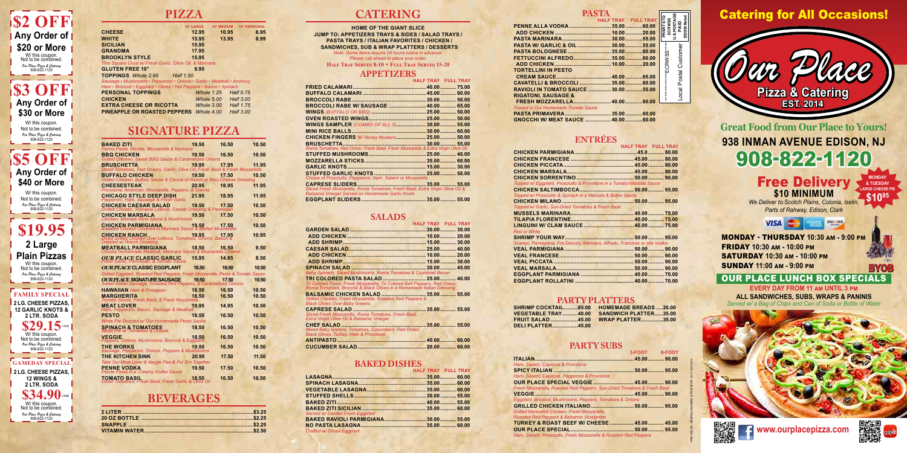## $2 OFF
**Any Order of $20 or More**
W/ this coupon. Not to be combined.
Our Place Pizza & Catering 908-822-1120

## $3 OFF
**Any Order of $30 or More**
W/ this coupon. Not to be combined.
Our Place Pizza & Catering 908-822-1120

## $5 OFF
**Any Order of $40 or More**
W/ this coupon. Not to be combined.
Our Place Pizza & Catering 908-822-1120

## $19.95
**2 Large Plain Pizzas**
W/ this coupon. Not to be combined.
Our Place Pizza & Catering 908-822-1120

## FAMILY SPECIAL
**2 LG. CHEESE PIZZAS, 12 GARLIC KNOTS & 2 LTR. SODA**
**$29.15** +TAX
W/ this coupon. Not to be combined.
Our Place Pizza & Catering 908-822-1120

## GAMEDAY SPECIAL
**2 LG. CHEESE PIZZAS, 12 WINGS & 2 LTR. SODA**
**$34.90** +TAX
W/ this coupon. Not to be combined.
Our Place Pizza & Catering 908-822-1120

# PIZZA

| | 16" LARGE | 14" MEDIUM | 10" PERSONAL |
|---|---|---|---|
| CHEESE | 12.95 | 10.95 | 6.95 |
| WHITE | 15.95 | 13.95 | 8.99 |
| SICILIAN | 15.95 | | |
| GRANDMA | 17.95 | | |
| BROOKLYN STYLE | 15.95 | | |
| *Thin Square Crust w/ Fresh Garlic, Olive Oil, & Marinara* | | | |
| GLUTEN FREE 10" | | | 9.95 |

**TOPPINGS** *Whole 2.95 Half 1.50*
*Sausage • Mushrooms • Pepperoni • Onions • Garlic • Meatball • Anchovy*
*Ham • Broccoli • Eggplant • Olives • Hot Peppers • Bacon • Spinach*

| | | |
|---|---|---|
| PERSONAL TOPPINGS | Whole 1.25 | Half 0.75 |
| CHICKEN | Whole 5.00 | Half 3.00 |
| EXTRA CHEESE OR RICOTTA | Whole 3.00 | Half 1.75 |
| PINEAPPLE OR ROASTED PEPPERS | Whole 4.00 | Half 3.00 |

# SIGNATURE PIZZA

| | | | |
|---|---|---|---|
| **BAKED ZITI** *Penne Pasta, Ricotta, Mozzarella & Marinara* | 19.50 | 16.50 | 10.50 |
| **BBQ CHICKEN** *Grilled Chicken, Sweet BBQ Sauce & Caramelized Onions* | 19.50 | 16.50 | 10.50 |
| **BRUSCHETTA** *Diced Tomatoes, Red Onions, Garlic, Olive Oil, Fresh Basil & Fresh Mozzarella* | 19.95 | 17.95 | 11.95 |
| **BUFFALO CHICKEN** *Grilled Chicken, Buffalo Sauce & Choice of Ranch or Bleu Cheese Dressing* | 19.50 | 17.50 | 10.50 |
| **CHEESESTEAK** *Provolone, American, Mozzarella, Peppers, & Onions* | 20.95 | 18.95 | 11.95 |
| **CHICAGO STYLE DEEP DISH** *Pepperoni, Ham, Sausage & Fresh Garlic* | 21.95 | 18.95 | 11.95 |
| **CHICKEN CAESAR SALAD** *Grilled Chicken, Romaine Lettuce, Caesar Dressing & Parmesan* | 19.50 | 16.50 | 10.50 |
| **CHICKEN MARSALA** *Chicken, Marsala Wine Sauce & Mushrooms* | 19.50 | 17.50 | 10.50 |
| **CHICKEN PARMIGIANA** *Breaded Chicken Covered in Marinara Sauce & Melted Mozzarella* | 19.50 | 17.50 | 10.50 |
| **CHICKEN RANCH** *Diced Grilled Chicken Over Lettuce, Tomatoes, Onions, Bacon & Drizzled w/ Ranch Dressing* | 19.95 | 17.95 | 10.95 |
| **MEATBALL PARMIGIANA** *Chunky Homemade Meatball, Marinara Sauce & Mozzarella Cheese* | 18.50 | 16.50 | 9.50 |
| ***OUR PLACE* CLASSIC GARLIC** *Fresh Garlic, Parmesan, & Tomato Sauce* | 15.95 | 14.95 | 8.50 |
| ***OUR PLACE* CLASSIC EGGPLANT** *Grilled Eggplant, Roasted Red Peppers, Fresh Mozzarella, Pesto & Tomato Sauce* | 18.50 | 16.50 | 10.50 |
| ***OUR PLACE* SIGNATURE SAUSAGE** *Sweet Italian Sausage, Roasted Red Peppers, & Caramelized Onions* | 19.50 | 17.50 | 10.50 |
| **HAWAIIAN** *Ham & Pineapple* | 18.50 | 16.50 | 10.50 |
| **MARGHERITA** *Tomato Sauce, Fresh Basil, & Fresh Mozzarella* | 18.50 | 16.50 | 10.50 |
| **MEAT LOVER** *Ham, Pepperoni, Bacon, Sausage & Meatball* | 19.95 | 14.95 | 10.50 |
| **PESTO** *White Pie Drizzled w/ Our Homemade Pesto Sauce* | 18.50 | 16.50 | 10.50 |
| **SPINACH & TOMATOES** *White Pie w/ Tomatoes & Onions* | 18.50 | 16.50 | 10.50 |
| **VEGGIE** *Peppers, Onions, Mushrooms, Broccoli & Eggplant* | 18.50 | 16.50 | 10.50 |
| **THE WORKS** *Sausage, Pepperoni, Onions, Peppers & Mushrooms* | 19.50 | 16.50 | 10.50 |
| **THE KITCHEN SINK** *Take Our Meat Lover & Veggie Pies & Put 'Em Together* | 20.95 | 17.50 | 11.50 |
| **PENNE VODKA** *Penne Pasta in a Creamy Vodka Sauce* | 19.50 | 17.50 | 10.50 |
| **TOMATO BASIL** *Diced Tomatoes, Fresh Basil, Fresh Garlic & Olive Oil* | 18.50 | 16.50 | 10.50 |

# BEVERAGES

| | |
|---|---|
| 2 LITER | $3.25 |
| 20 OZ BOTTLE | $2.25 |
| SNAPPLE | $2.25 |
| VITAMIN WATER | $2.50 |

# CATERING

**HOME OF THE GIANT SLICE**
**JUMP TO: APPETIZERS TRAYS & SIDES / SALAD TRAYS / PASTA TRAYS / ITALIAN FAVORITES / CHICKEN / SANDWICHES, SUB & WRAP PLATTERS / DESSERTS**
*Note: Some items require 24 hours notice in advance. Please call ahead to place your order.*
**Half Tray Serves 8-10 • Full Tray Serves 15-20**

## APPETIZERS

| | HALF TRAY | FULL TRAY |
|---|---|---|
| FRIED CALAMARI | 40.00 | 75.00 |
| BUFFALO CALAMARI | 45.00 | 80.00 |
| BROCCOLI RABE | 30.00 | 50.00 |
| BROCCOLI RABE W/ SAUSAGE | 40.00 | 65.00 |
| WINGS *(BUFFALO OR BBQ)* | 25.00 | 50.00 |
| OVEN ROASTED WINGS | 25.00 | 50.00 |
| WINGS SAMPLER *(COMBO OF ALL 3)* | 30.00 | 55.00 |
| MINI RICE BALLS | 30.00 | 60.00 |
| CHICKEN FINGERS *W/ Honey Mustard* | 25.00 | 50.00 |
| BRUSCHETTA *Roma Tomatoes, Red Onion, Fresh Basil, Fresh Mozzarella & Extra Virgin Olive Oil* | 30.00 | 55.00 |
| STUFFED MUSHROOMS | 25.00 | 40.00 |
| MOZZARELLA STICKS | 35.00 | 60.00 |
| GARLIC KNOTS | 15.00 | 30.00 |
| STUFFED GARLIC KNOTS *Choice of Prosciutto, Pepperoni, Ham, Salami or Mozzarella* | 25.00 | 50.00 |
| CAPRESE SLIDERS *Sliced Fresh Mozzarella, Roma Tomatoes, Fresh Basil, Extra Virgin Olive Oil & Balsamic Vinegar Served on Homemade Garlic Knots* | 35.00 | 55.00 |
| EGGPLANT SLIDERS | 35.00 | 55.00 |

## SALADS

| | HALF TRAY | FULL TRAY |
|---|---|---|
| GARDEN SALAD | 20.00 | 30.00 |
| ADD CHICKEN | 10.00 | 20.00 |
| ADD SHRIMP | 15.00 | 30.00 |
| CAESAR SALAD | 25.00 | 40.00 |
| ADD CHICKEN | 10.00 | 20.00 |
| ADD SHRIMP | 15.00 | 30.00 |
| SPINACH SALAD *Baby Spinach, Sliced Mushrooms, Roma Tomatoes & Crumbled Bacon* | 30.00 | 45.00 |
| TRI COLORED PASTA SALAD *Tri Colored Pasta, Fresh Mozzarella, Tri Colored Bell Peppers, Red Onion, Roma Tomatoes, Broccoli & Black Olives in a Homemade Italian Dressing* | 25.00 | 40.00 |
| BALSAMIC CHICKEN SALAD *Grilled Chicken, Fresh Mozzarella, Roasted Red Peppers & Black Olives Over Baby Greens* | 35.00 | 55.00 |
| CAPRESE SALAD *Sliced Fresh Mozzarella, Roma Tomatoes, Fresh Basil, Extra Virgin Olive Oil & Balsamic Vinegar* | 35.00 | 55.00 |
| CHEF SALAD *Mixed Baby Greens, Tomatoes, Cucumbers, Red Onion, Black Olives, Turkey, Ham & Provolone* | 35.00 | 55.00 |
| ANTIPASTO | 40.00 | 60.00 |
| CUCUMBER SALAD | 20.00 | 60.00 |

## BAKED DISHES

| | HALF TRAY | FULL TRAY |
|---|---|---|
| LASAGNA | 35.00 | 60.00 |
| SPINACH LASAGNA | 35.00 | 60.00 |
| VEGETABLE LASAGNA | 35.00 | 60.00 |
| STUFFED SHELLS | 30.00 | 55.00 |
| BAKED ZITI | 40.00 | 55.00 |
| BAKED ZITI SICILIAN *Served w/ Garden Fresh Eggplant* | 35.00 | 60.00 |
| BAKED RAVIOLI PARMIGIANA | 30.00 | 55.00 |
| NO PASTA LASAGNA *Crafted w/ Sliced Eggplant* | 35.00 | 60.00 |

# PASTA

| | HALF TRAY | FULL TRAY |
|---|---|---|
| PENNE ALLA VODKA | 35.00 | 60.00 |
| ADD CHICKEN | 10.00 | 20.00 |
| PASTA MARINARA | 30.00 | 55.00 |
| PASTA W/ GARLIC & OIL | 30.00 | 55.00 |
| PASTA BOLOGNESE | 35.00 | 60.00 |
| FETTUCCINI ALFREDO | 35.00 | 60.00 |
| ADD CHICKEN | 10.00 | 20.00 |
| TORTELLINI IN PESTO CREAM SAUCE | 40.00 | 65.00 |
| CAVATELLI & BROCCOLI | 35.00 | 60.00 |
| RAVIOLI IN TOMATO SAUCE | 30.00 | 55.00 |
| RIGATONI, SAUSAGE & FRESH MOZZARELLA *Tossed in Our Homemade Tomato Sauce* | 40.00 | 60.00 |
| PASTA PRIMAVERA | 35.00 | 60.00 |
| GNOCCHI W/ MEAT SAUCE | 40.00 | 60.00 |

PRSRT STD ECRWSS U.S.POSTAGE PAID EDDM Retail
****ECRWSS****
Local Postal Customer

# ENTRÉES

| | HALF TRAY | FULL TRAY |
|---|---|---|
| CHICKEN PARMIGIANA | 45.0 | 80.00 |
| CHICKEN FRANCESE | 45.00 | 80.00 |
| CHICKEN PICCATA | 45.00 | 80.00 |
| CHICKEN MARSALA | 45.00 | 80.00 |
| CHICKEN SORRENTINO *Topped w/ Eggplant, Prosciutto & Provolone in a Tomato-Marsala Sauce* | 50.00 | 90.00 |
| CHICKEN SALTIMBOCCA *Topped w/ Prosciutto & Spinach in a Marsala & Butter Sauce* | 50.00 | 95.00 |
| CHICKEN MILANO *Topped w/ Garlic, Sun-Dried Tomatoes & Fresh Basil* | 50.00 | 95.00 |
| MUSSELS MARINARA | 40.00 | 75.00 |
| TILAPIA FLORENTINE | 40.00 | 75.00 |
| LINGUINI W/ CLAM SAUCE *Red or White* | 40.00 | 75.00 |
| SHRIMP YOUR WAY *Scampi, Parmigiana, Fra Diavolo, Marinara, Alfredo, Francese or alla Vodka* | 50.00 | 95.00 |
| VEAL PARMIGIANA | 50.00 | 90.00 |
| VEAL FRANCESE | 50.00 | 90.00 |
| VEAL PICCATA | 50.00 | 90.00 |
| VEAL MARSALA | 50.00 | 90.00 |
| EGGPLANT PARMIGIANA | 40.00 | 70.00 |
| EGGPLANT ROLLATINI | 40.00 | 70.00 |

# PARTY PLATTERS

| | | | |
|---|---|---|---|
| SHRIMP COCKTAIL | 85.00 | HOMEMADE BREADS | 20.00 |
| VEGETABLE TRAY | 40.00 | SANDWICH PLATTER | 35.00 |
| FRUIT SALAD | 45.00 | WRAP PLATTER | 35.00 |
| DELI PLATTER | 45.00 | | |

# PARTY SUBS

| | 3-FOOT | 6-FOOT |
|---|---|---|
| ITALIAN *Ham, Salami, Capicola & Provolone* | 45.00 | 90.00 |
| SPICY ITALIAN *Ham, Salami, Capicola, Pepperoni & Provolone* | 50.00 | 95.00 |
| OUR PLACE SPECIAL VEGGIE *Fresh Mozzarella, Roasted Red Peppers, Sun-Dried Tomatoes & Fresh Basil* | 45.00 | 90.00 |
| VEGGIE *Eggplant, Broccoli, Mushrooms, Peppers, Tomatoes & Onions* | 45.00 | 90.00 |
| GRILLED CHICKEN ITALIANO *Grilled Marinated Chicken, Fresh Mozzarella, Roasted Red Peppers & Balsamic Vinaigrette* | 50.00 | 95.00 |
| TURKEY & ROAST BEEF W/ CHEESE | 45.00 | 45.00 |
| OUR PLACE SPECIAL *Ham, Salami, Prosciutto, Fresh Mozzarella & Roasted Red Peppers* | 50.00 | 95.00 |

# Catering for All Occasions!

**Our Place Pizza & Catering EST. 2014**

## Great Food from Our Place to Yours!

**938 INMAN AVENUE EDISON, NJ**

# 908-822-1120

## Free Delivery
**$10 MINIMUM**
*We Deliver to: Scotch Plains, Colonia, Iselin, Parts of Rahway, Edison, Clark*

**MONDAY & TUESDAY LARGE CHEESE PIE $10.95**

VISA MasterCard American Express DISCOVER

**MONDAY - THURSDAY 10:30 AM - 9:00 PM**
**FRIDAY 10:30 AM - 10:00 PM**
**SATURDAY 10:30 AM - 10:00 PM**
**SUNDAY 11:00 AM - 9:00 PM**

**BYOB**

## OUR PLACE LUNCH BOX SPECIALS
**EVERY DAY FROM 11 AM UNTIL 3 PM**
**ALL SANDWICHES, SUBS, WRAPS & PANINIS**
*Served w/ a Bag of Chips and Can of Soda or Bottle of Water*

www.ourplacepizza.com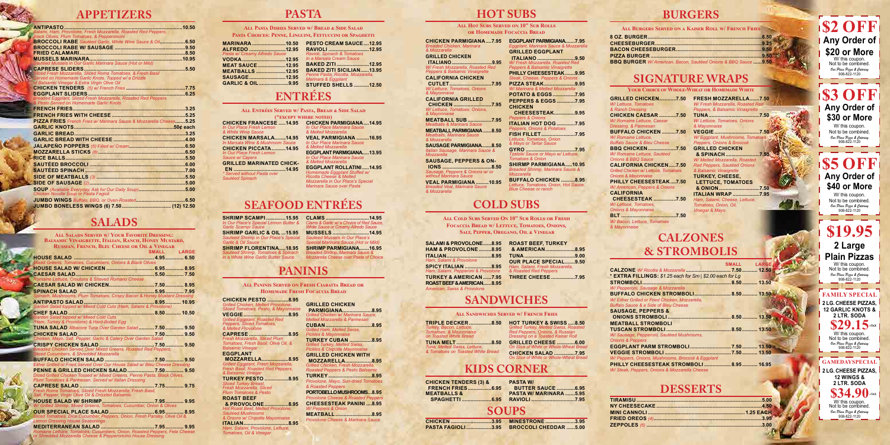# APPETIZERS

**ANTIPASTO** ........ 10.50
*Salami, Ham, Provolone, Fresh Mozzarella, Roasted Red Peppers, Black Olives, Plum Tomatoes, & Pepperoncini*

**BROCCOLI RABE** *Sautéed Garlic, White Wine Sauce & Oil* ........ 8.50

**BROCCOLI RABE W/ SAUSAGE** ........ 9.50

**FRIED CALAMARI** ........ 8.50

**MUSSELS MARINARA** ........ 10.95
*Sautéed Mussels in Our Garlic Marinara Sauce (Hot or Mild)*

**CAPRESE SLIDERS** ........ 5.50
*Sliced Fresh Mozzarella, Sliced Roma Tomatoes, & Fresh Basil Served on Homemade Garlic Knots, Topped w/ a Drizzle of Balsamic Vinegar & Extra Virgin Olive Oil*

**CHICKEN TENDERS** *(5) w/ French Fries* ........ 7.75

**EGGPLANT SLIDERS** ........ 6.25
*Breaded Eggplant, Sliced Fresh Mozzarella, Roasted Red Peppers & Pesto Served on Homemade Garlic Knots*

**FRENCH FRIES** ........ 3.25

**FRENCH FRIES WITH CHEESE** ........ 5.25

**PIZZA FRIES** *French Fries w/ Mannara Sauce & Mozzarella Cheese* ........ 5.25

**GARLIC KNOTS** ........ 50¢ each

**GARLIC BREAD** ........ 3.25

**GARLIC BREAD WITH CHEESE** ........ 4.00

**JALAPEÑO POPPERS** *(6) Filled w/ Cream* ........ 6.50

**MOZZARELLA STICKS** *(6)* ........ 6.50

**RICE BALLS** ........ 5.50

**SAUTÉED BROCCOLI** ........ 6.00

**SAUTÉED SPINACH** ........ 7.00

**SIDE OF MEATBALLS** *(3)* ........ 5.50

**SIDE OF SAUSAGE** *(2)* ........ 5.00

**SOUP** *(Available Everyday, Ask for Our Daily Soup)* ........ 5.00
*Chicken Noodle Soup or Pasta Fagioli*

**JUMBO WINGS** *Buffalo, BBQ, or Oven-Roasted* ........ 6.50

**JUMBO BONELESS WINGS (6) 7.50** ........ (12) 12.50

# SALADS

**All Salads Served w/ Your Favorite Dressing: Balsamic Vinaigrette, Italian, Ranch, Honey Mustard, Russian, French, Bleu Cheese or Oil & Vinegar**

| | SMALL | LARGE |
|---|---|---|
| **HOUSE SALAD** *Mixed Greens, Tomatoes, Cucumbers, Onions & Black Olives* | 4.95 | 6.50 |
| **HOUSE SALAD W/ CHICKEN** | 6.95 | 8.95 |
| **CAESAR SALAD** *Romaine Lettuce, Croutons & Shaved Romano Cheese* | 5.50 | 7.50 |
| **CAESAR SALAD W/ CHICKEN** | 7.50 | 8.95 |
| **SPINACH SALAD** *Spinach, Mushrooms, Plum Tomatoes, Crispy Bacon & Honey Mustard Dressing* | 5.95 | 7.95 |
| **ANTIPASTO SALAD** *Garden Salad topped w/ Mixed Cold Cuts (Ham, Salami & Provolone)* | 8.95 | 10.95 |
| **CHEF SALAD** *Garden Salad topped w/ Mixed Cold Cuts (Ham, Turkey & Provolone) & Hard-Boiled Egg* | 8.50 | 10.50 |
| **TUNA SALAD** *Albacore Tuna Over Garden Salad* | 7.50 | 9.50 |
| **CHICKEN SALAD** *Chicken, Mayo, Salt, Pepper, Garlic & Celery Over Garden Salad* | 7.50 | 9.50 |
| **CRISPY CHICKEN SALAD** *Breaded Chicken Served Over Mixed Greens, Roasted Red Peppers, Sliced Cucumbers, & Shredded Mozzarella* | 7.50 | 9.50 |
| **BUFFALO CHICKEN SALAD** *Either Grilled or Fried Served Over Our House Salad w/ Bleu Cheese Dressing* | 7.50 | 9.50 |
| **PENNE & GRILLED CHICKEN SALAD** *Diced Grilled Chicken Tossed w/ Mixed Greens, Penne Pasta, Black Olives, Plum Tomatoes & Parmesan. Served w/ Italian Dressing* | 7.50 | 9.50 |
| **CAPRESE SALAD** *Fresh Roma Tomatoes, Sliced Fresh Mozzarella, Fresh Basil, Salt, Pepper, Virgin Olive Oil & Drizzled Balsamic* | 7.75 | 9.75 |
| **HOUSE SALAD W/ SHRIMP** *W/ Grilled Shrimp, Mixed Greens, Tomatoes, Cucumber, Onion & Olives* | 7.95 | 9.95 |
| **OUR SPECIAL PLACE SALAD** *Diced Tomatoes, Dice Cucumber, Peppers, Onion, Fresh Parsley, Olive Oil & Lemon Dressing House Seasonings* | 6.95 | 8.95 |
| **MEDITERRANEAN SALAD** *Romaine Lettuce, Tomatoes, Cucumbers, Onion, Roasted Peppers, Feta Cheese or Shredded Mozzarella Cheese & Pepperoncino House Dressing* | 7.95 | 9.95 |

# PASTA

**All Pasta Dishes Served w/ Bread & Side Salad**
**Pasta Choices: Penne, Linguini, Fettuccini or Spaghetti**

**MARINARA** ........ 10.50

**ALFREDO** ........ 12.95
*Pasta w/ Creamy Alfredo Sauce*

**VODKA** ........ 12.95

**MEAT SAUCE** ........ 12.95

**MEATBALLS** ........ 12.95

**SAUSAGE** ........ 12.95

**GARLIC & OIL** ........ 9.95

**PESTO CREAM SAUCE** ........ 12.95

**RAVIOLI** ........ 12.95
*Ravioli, Spinach & Tomatoes in a Marsala Cream Sauce*

**BAKED ZITI** ........ 12.95

**BAKED ZITI SICILIAN** ........ 13.95
*Penne Pasta, Ricotta, Mozzarella, Marinara & Eggplant*

**STUFFED SHELLS** ........ 12.50

# ENTRÉES

**All Entrées Served w/ Pasta, Bread & Side Salad (\*except where noted)**

**CHICKEN FRANCESE** ........ 14.95
*In Our Place Fresh Lemon & White Wine Sauce*

**CHICKEN MARSALA** ........ 14.95
*In Marsala Wine & Mushroom Sauce*

**CHICKEN PICCATA** ........ 14.95
*In Our Place Fresh Lemon Sauce w/ Capers*

**GRILLED MARINATED CHICKEN** ........ 14.95
*\* Served without Pasta over Sautéed Spinach*

**CHICKEN PARMIGIANA** ........ 14.95
*In Our Place Marinara Sauce & Melted Mozzarella*

**VEAL PARMIGIANA** ........ 16.95
*In Our Place Marinara Sauce & Melted Mozzarella*

**EGGPLANT PARMIGIANA** ........ 13.95
*In Our Place Marinara Sauce & Melted Mozzarella*

**EGGPLANT ROLLATINI** ........ 14.95
*Homemade Eggplant Stuffed w/ Ricotta Cheese & Melted Mozzarella in Our Place's Special Marinara Sauce over Pasta*

# SEAFOOD ENTRÉES

**SHRIMP SCAMPI** ........ 15.95
*In Our Place's Special Lemon Butter & Garlic Scampi Sauce*

**SHRIMP GARLIC & OIL** ........ 15.95
*Sauteed Shrimp in Our Place's Special Garlic & Oil Sauce*

**SHRIMP FLORENTINA** ........ 18.95
*Sauteed Shrimp, Tomatoes & Spinach in a White Wine Garlic Butter Sauce*

**CLAMS** ........ 14.95
*Clams & Garlic w/ a Choice of Red Sauce, White Sauce or Creamy Alfredo Sauce*

**MUSSELS** ........ 14.95
*Sauteed Mussels in Our Place's Special Marinara Sauce (Hot or Mild)*

**SHRIMP PARMIGIANA** ........ 16.95
*Breaded Shrimp, Marinara Sauce & Mozzarella Cheese over Pasta of Choice*

# PANINIS

**All Paninis Served on Fresh Ciabatta Bread or Homemade Fresh Focaccia Bread**

**CHICKEN PESTO** ........ 8.95
*Grilled Chicken, Melted Provolone, Sliced Tomatoes, Pesto, & Mayonnaise*

**VEGGIE** ........ 8.95
*Grilled Eggplant, Roasted Red Peppers, Sliced Tomatoes, & Melted Provolone*

**CAPRESE** ........ 8.95
*Fresh Mozzarella, Sliced Plum Tomatoes, Fresh Basil, Olive Oil, & Balsamic Vinegar*

**EGGPLANT MOZZARELLA** ........ 8.95
*Grilled Eggplant, Fresh Mozzarella, Fresh Basil, Roasted Red Peppers, & Balsamic Vinegar*

**TURKEY PESTO** ........ 8.95
*Sliced Turkey Breast, Fresh Mozzarella, Sliced Plum Tomatoes & Pesto*

**ROAST BEEF & PROVOLONE** ........ 8.95
*Hot Roast Beef, Melted Provolone, Sauteed Mushrooms & Onions w/ Chipotle Mayonnaise*

**ITALIAN** ........ 8.95
*Ham, Salami, Provolone, Lettuce, Tomatoes, Oil & Vinegar*

**GRILLED CHICKEN PARMIGIANA** ........ 8.95
*Grilled Chicken w/ Marinara Sauce, Melted Mozzarella & Parmesan*

**CUBAN** ........ 8.95
*Grilled Ham, Melted Swiss, Pickles & Mayonnaise*

**TURKEY CUBAN** ........ 8.95
*Grilled Turkey, Melted Swiss, Pickles & Chipotle Mayonnaise*

**GRILLED CHICKEN WITH MOZZARELLA** ........ 8.95
*Grilled Chicken, Fresh Mozzarella, Roasted Peppers & Pesto Balsamic*

**TURKEY** ........ 8.95
*Provolone, Mayo, Sun-dried Tomatoes & Roasted Peppers*

**PORTOBELLO MUSHROOMS** ........ 8.95
*Provolone Cheese & Roasted Peppers*

**CHEESESTEAK PANINI** ........ 8.95
*W/ Peppers & Onion*

**MEATBALL** ........ 8.95
*Provolone Cheese & Marinara Sauce*

# HOT SUBS

**All Hot Subs Served on 10" Sub Rolls or Homemade Focaccia Bread**

**CHICKEN PARMIGIANA** ........ 7.95
*Breaded Chicken, Marinara & Mozzarella*

**GRILLED CHICKEN ITALIANO** ........ 9.95
*W/ Fresh Mozzarella, Roasted Red Peppers & Balsamic Vinaigrette*

**CALIFORNIA CHICKEN CUTLET** ........ 7.95
*W/ Lettuce, Tomatoes, Onions & Mayonnaise*

**CALIFORNIA GRILLED CHICKEN** ........ 7.95
*W/ Lettuce, Tomatoes, Onions, & Mayonnaise*

**MEATBALL SUB** ........ 7.95
*Meatballs & Marinara Sauce*

**MEATBALL PARMIGIANA** ........ 8.50
*Meatballs, Marinara Sauce & Mozzarella*

**SAUSAGE PARMIGIANA** ........ 8.50
*Italian Sausage, Marinara Sauce & Mozzarella*

**SAUSAGE, PEPPERS & ONIONS** ........ 8.50
*Sausage, Peppers & Onions w/ or without Marinara Sauce*

**VEAL PARMIGIANA** ........ 9.95
*Breaded Veal, Marinara Sauce & Mozzarella*

**EGGPLANT PARMIGIANA** ........ 7.95
*Eggplant, Marinara Sauce & Mozzarella*

**GRILLED EGGPLANT ITALIANO** ........ 9.50
*W/ Fresh Mozzarella, Roasted Red Peppers & Balsamic Vinaigrette*

**PHILLY CHEESESTEAK** ........ 9.95
*Steak, Cheese, Peppers & Onions*

**PIZZA STEAK** ........ 9.95
*W/ Marinara & Melted Mozzarella*

**POTATO & EGGS** ........ 7.95

**PEPPERS & EGGS** ........ 7.95

**CHICKEN CHEESESTEAK** ........ 9.95
*Peppers & Onions*

**ITALIAN HOT DOG** ........ 7.95
*Peppers, Onions & Potatoes*

**FISH FILLET** ........ 7.95
*Lettuce, Tomatoes, Onion & Mayo or Tartar Sauce*

**GYRO** ........ 7.95
*Tzatziki Sauce or Mayo w/ Lettuce, Tomatoes & Onion*

**SHRIMP PARMIGIANA** ........ 10.95
*Breaded Shrimp, Marinara Sauce & Mozzarella*

**BUFFALO CHICKEN** ........ 8.95
*Lettuce, Tomatoes, Onion, Hot Sauce, Blue Cheese or ranch*

# COLD SUBS

**All Cold Subs Served On 10" Sub Rolls or Fresh Focaccia Bread w/ Lettuce, Tomatoes, Onions, Salt, Pepper, Oregano, Oil & Vinegar**

**SALAMI & PROVOLONE** ........ 8.95

**HAM & PROVOLONE** ........ 8.95

**ITALIAN** ........ 8.95
*Ham, Salami & Provolone*

**SPICY ITALIAN** ........ 8.95
*Ham, Salami, Pepperoni & Provolone*

**TURKEY & AMERICAN** ........ 7.95

**ROAST BEEF & AMERICAN** ........ 8.95
*American, Swiss & Provolone*

**ROAST BEEF, TURKEY & AMERICAN** ........ 8.95

**TUNA** ........ 9.00

**OUR PLACE SPECIAL** ........ 9.50
*Ham, Salami, Fresh Mozzarella, & Roasted Red Peppers*

**THREE CHEESE** ........ 7.95

# SANDWICHES

**All Sandwiches Served w/ French Fries**

**TRIPLE DECKER** ........ 8.50
*Turkey, Bacon, Lettuce, Tomatoes, & Mayonnaise on Toasted White Bread*

**TUNA MELT** ........ 8.50
*Tuna, Melted Swiss, Lettuce, & Tomatoes on Toasted White Bread*

**HOT TURKEY & SWISS** ........ 8.50
*Grilled Turkey, Melted Swiss, Roasted Red Peppers, Onions, & Russian Dressing on a Toasted Kaiser Roll*

**GRILLED CHEESE** ........ 6.00
*On Slice of White or Whole-Wheat Bread*

**CHICKEN SALAD** ........ 7.95
*On Slice of White or Whole-Wheat Bread*

# KIDS CORNER

**CHICKEN TENDERS (3) & FRENCH FRIES** ........ 6.95

**MEATBALLS & SPAGHETTI** ........ 6.95

**PASTA W/ BUTTER SAUCE** ........ 6.95

**PASTA W/ MARINARA** ........ 5.95

**RAVIOLI** ........ 7.95

# SOUPS

**CHICKEN** ........ 3.95

**PASTA FAGIOLI** ........ 3.95

**MINESTRONE** ........ 3.95

**BROCCOLI CHEDDAR** ........ 5.00

# BURGERS

**All Burgers Served on a Kaiser Roll w/ French Fries**

**8 OZ. BURGER** ........ 8.50

**CHEESEBURGER** ........ 9.25

**BACON CHEESEBURGER** ........ 9.50

**PIZZA BURGER** ........ 9.50

**BBQ BURGER** *W/ American, Bacon, Sautéed Onions & BBQ Sauce* ........ 9.50

# SIGNATURE WRAPS

**Your Choice of Whole-Wheat or Homemade White**

**GRILLED CHICKEN** ........ 7.50
*W/ Lettuce, Tomatoes & Ranch Dressing*

**CHICKEN CAESAR** ........ 7.50
*W/ Romaine Lettuce, Caesar Dressing, & Parmesan*

**BUFFALO CHICKEN** ........ 7.50
*W/ Romaine Lettuce, Buffalo Sauce & Bleu Cheese*

**BBQ CHICKEN** ........ 7.50
*W/ Romaine Lettuce, Sautéed Onions & BBQ Sauce*

**CALIFORNIA CHICKEN** ........ 7.50
*Grilled Chicken w/ Lettuce, Tomatoes, Onions & Mayonnaise*

**PHILLY CHEESESTEAK** ........ 7.50
*W/ American, Peppers & Onions*

**CALIFORNIA CHEESESTEAK** ........ 7.50
*W/ Lettuce, Tomatoes, Onions & Mayonnaise*

**BLT** ........ 7.50
*W/ Bacon, Lettuce, Tomatoes & Mayonnaise*

**FRESH MOZZARELLA** ........ 7.50
*W/ Fresh Mozzarella, Roasted Red Peppers, & Balsamic Vinaigrette*

**TUNA** ........ 7.50
*W/ Lettuce, Tomatoes, Onions & Mayonnaise*

**VEGGIE** ........ 7.50
*W/ Eggplant, Mushrooms, Tomatoes, Peppers, Onions & Broccoli*

**GRILLED CHICKEN & SPINACH** ........ 7.50
*W/ Melted Mozzarella, Roasted Red Peppers, Sautéed Onions & Balsamic Vinaigrette*

**TURKEY, CHEESE, LETTUCE, TOMATOES & ONION** ........ 7.50

**ITALIAN WRAP** ........ 7.95
*Ham, Salami, Cheese, Lettuce, Tomatoes, Onion, Oil, Vinegar & Mayo*

# CALZONES & STROMBOLIS

| | SMALL | LARGE |
|---|---|---|
| **CALZONE** *W/ Ricotta & Mozzarella* | 7.50 | 12.50 |
| *\* EXTRA FILLINGS: $1.25 each for Sm \| $2.00 each for Lg* | | |
| **STROMBOLI** *W/ Pepperoni, Sausage & Mozzarella* | 8.50 | 13.50 |
| **BUFFALO CHICKEN STROMBOLI** *W/ Either Grilled or Fried Chicken, Mozzarella, Buffalo Sauce & a Side of Bleu Cheese* | 8.50 | 13.50 |
| **SAUSAGE, PEPPERS & ONIONS STROMBOLI** | 8.50 | 13.50 |
| **MEATBALL STROMBOLI** | 8.50 | 13.50 |
| **TUSCAN STROMBOLI** *W/ Sausage, Pepperoni, Sautéed Mushrooms, Onions & Peppers* | 8.50 | 13.50 |
| **EGGPLANT PARM STROMBOLI** | 7.50 | 13.50 |
| **VEGGIE STROMBOLI** *W/ Peppers, Onions, Mushrooms, Broccoli & Eggplant* | 7.50 | 13.50 |
| **PHILLY CHEESESTEAK STROMBOLI** *W/ Steak, Peppers, Onions & Mozzarella Cheese* | 8.95 | 16.95 |

# DESSERTS

**TIRAMISU** ........ 5.00

**NY CHEESECAKE** ........ 4.50

**MINI CANNOLI** ........ 1.25 EACH

**FRIED OREOS** *(4)* ........ 3.95

**ZEPPOLES** *(6)* ........ 3.00

---

**$2 OFF**
**Any Order of $20 or More**
W/ this coupon. Not to be combined.
*Our Place Pizza & Catering* 908-822-1120

**$3 OFF**
**Any Order of $30 or More**
W/ this coupon. Not to be combined.
*Our Place Pizza & Catering* 908-822-1120

**$5 OFF**
**Any Order of $40 or More**
W/ this coupon. Not to be combined.
*Our Place Pizza & Catering* 908-822-1120

**$19.95**
**2 Large Plain Pizzas**
W/ this coupon. Not to be combined.
*Our Place Pizza & Catering* 908-822-1120

**FAMILY SPECIAL**
**2 LG. CHEESE PIZZAS, 12 GARLIC KNOTS & 2 LTR. SODA**
**$29.15** +tax
W/ this coupon. Not to be combined.
*Our Place Pizza & Catering* 908-822-1120

**GAMEDAY SPECIAL**
**2 LG. CHEESE PIZZAS, 12 WINGS & 2 LTR. SODA**
**$34.90** +tax
W/ this coupon. Not to be combined.
*Our Place Pizza & Catering* 908-822-1120